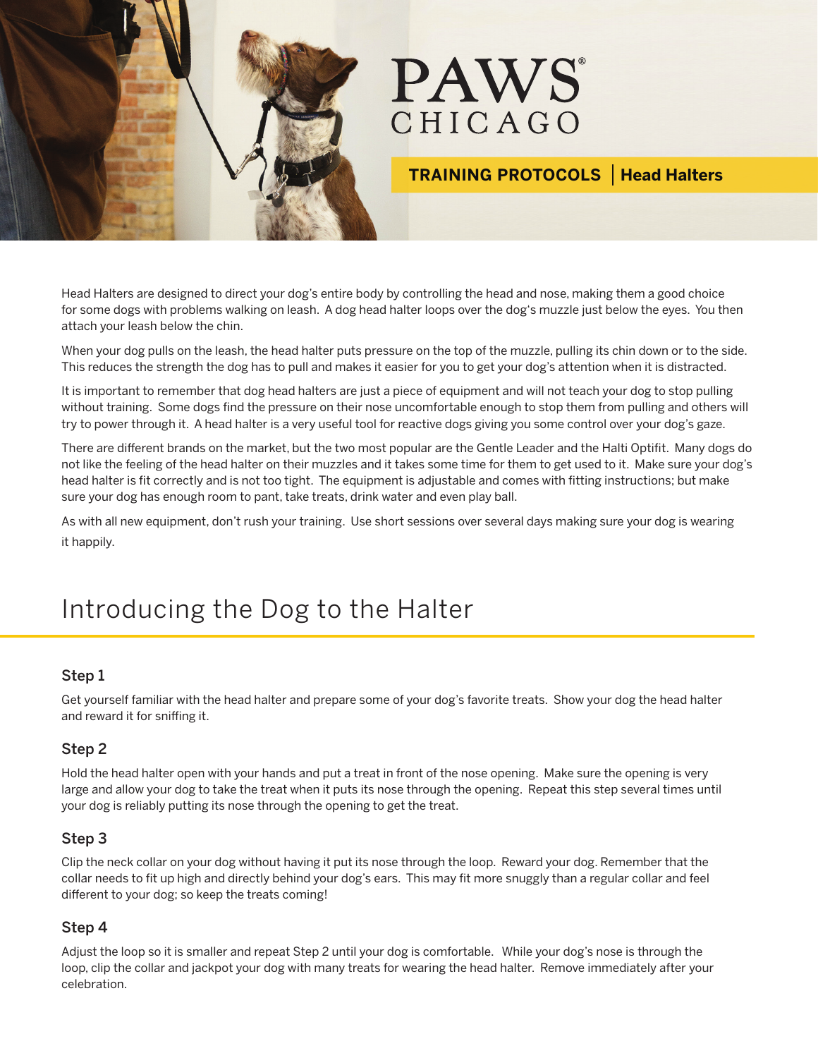# PAWS CHICAGO

**TRAINING PROTOCOLS | Head Halters**

Head Halters are designed to direct your dog's entire body by controlling the head and nose, making them a good choice for some dogs with problems walking on leash. A dog head halter loops over the dog's muzzle just below the eyes. You then attach your leash below the chin.

When your dog pulls on the leash, the head halter puts pressure on the top of the muzzle, pulling its chin down or to the side. This reduces the strength the dog has to pull and makes it easier for you to get your dog's attention when it is distracted.

It is important to remember that dog head halters are just a piece of equipment and will not teach your dog to stop pulling without training. Some dogs find the pressure on their nose uncomfortable enough to stop them from pulling and others will try to power through it. A head halter is a very useful tool for reactive dogs giving you some control over your dog's gaze.

There are different brands on the market, but the two most popular are the Gentle Leader and the Halti Optifit. Many dogs do not like the feeling of the head halter on their muzzles and it takes some time for them to get used to it. Make sure your dog's head halter is fit correctly and is not too tight. The equipment is adjustable and comes with fitting instructions; but make sure your dog has enough room to pant, take treats, drink water and even play ball.

As with all new equipment, don't rush your training. Use short sessions over several days making sure your dog is wearing it happily.

## Introducing the Dog to the Halter

### Step 1

Get yourself familiar with the head halter and prepare some of your dog's favorite treats. Show your dog the head halter and reward it for sniffing it.

### Step 2

Hold the head halter open with your hands and put a treat in front of the nose opening. Make sure the opening is very large and allow your dog to take the treat when it puts its nose through the opening. Repeat this step several times until your dog is reliably putting its nose through the opening to get the treat.

### Step 3

Clip the neck collar on your dog without having it put its nose through the loop. Reward your dog. Remember that the collar needs to fit up high and directly behind your dog's ears. This may fit more snuggly than a regular collar and feel different to your dog; so keep the treats coming!

### Step 4

Adjust the loop so it is smaller and repeat Step 2 until your dog is comfortable. While your dog's nose is through the loop, clip the collar and jackpot your dog with many treats for wearing the head halter. Remove immediately after your celebration.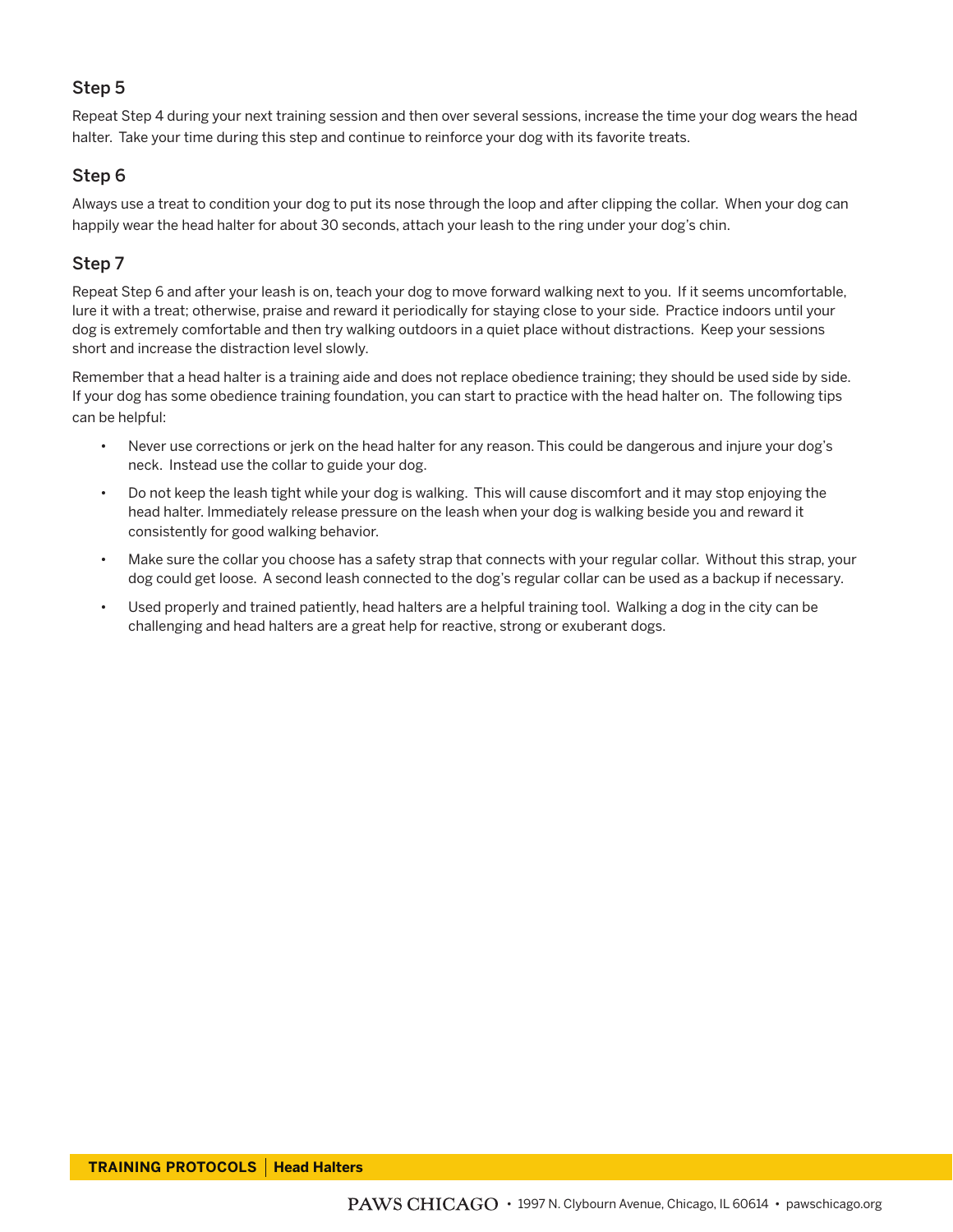## Step 5

Repeat Step 4 during your next training session and then over several sessions, increase the time your dog wears the head halter. Take your time during this step and continue to reinforce your dog with its favorite treats.

## Step 6

Always use a treat to condition your dog to put its nose through the loop and after clipping the collar. When your dog can happily wear the head halter for about 30 seconds, attach your leash to the ring under your dog's chin.

## Step 7

Repeat Step 6 and after your leash is on, teach your dog to move forward walking next to you. If it seems uncomfortable, lure it with a treat; otherwise, praise and reward it periodically for staying close to your side. Practice indoors until your dog is extremely comfortable and then try walking outdoors in a quiet place without distractions. Keep your sessions short and increase the distraction level slowly.

Remember that a head halter is a training aide and does not replace obedience training; they should be used side by side. If your dog has some obedience training foundation, you can start to practice with the head halter on. The following tips can be helpful:

- Never use corrections or jerk on the head halter for any reason. This could be dangerous and injure your dog's neck. Instead use the collar to guide your dog.
- Do not keep the leash tight while your dog is walking. This will cause discomfort and it may stop enjoying the head halter. Immediately release pressure on the leash when your dog is walking beside you and reward it consistently for good walking behavior.
- Make sure the collar you choose has a safety strap that connects with your regular collar. Without this strap, your dog could get loose. A second leash connected to the dog's regular collar can be used as a backup if necessary.
- Used properly and trained patiently, head halters are a helpful training tool. Walking a dog in the city can be challenging and head halters are a great help for reactive, strong or exuberant dogs.